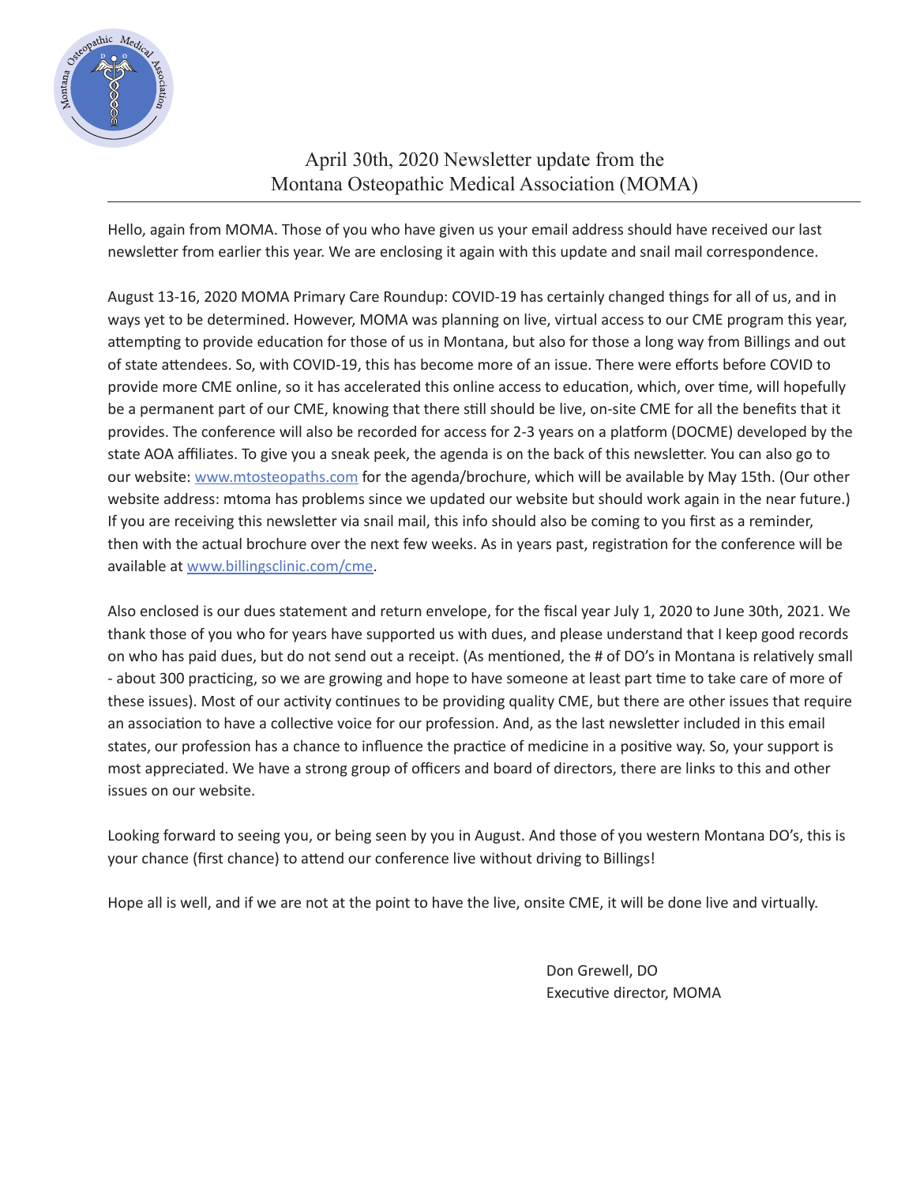# April 30th, 2020 Newsletter update from the Montana Osteopathic Medical Association (MOMA)

Hello, again from MOMA. Those of you who have given us your email address should have received our last newsletter from earlier this year. We are enclosing it again with this update and snail mail correspondence.

August 13-16, 2020 MOMA Primary Care Roundup: COVID-19 has certainly changed things for all of us, and in ways yet to be determined. However, MOMA was planning on live, virtual access to our CME program this year, attempting to provide education for those of us in Montana, but also for those a long way from Billings and out of state attendees. So, with COVID-19, this has become more of an issue. There were efforts before COVID to provide more CME online, so it has accelerated this online access to education, which, over time, will hopefully be a permanent part of our CME, knowing that there still should be live, on-site CME for all the benefits that it provides. The conference will also be recorded for access for 2-3 years on a platform (DOCME) developed by the state AOA affiliates. To give you a sneak peek, the agenda is on the back of this newsletter. You can also go to our website: www.mtosteopaths.com for the agenda/brochure, which will be available by May 15th. (Our other website address: mtoma has problems since we updated our website but should work again in the near future.) If you are receiving this newsletter via snail mail, this info should also be coming to you first as a reminder, then with the actual brochure over the next few weeks. As in years past, registration for the conference will be available at www.billingsclinic.com/cme.

Also enclosed is our dues statement and return envelope, for the fiscal year July 1, 2020 to June 30th, 2021. We thank those of you who for years have supported us with dues, and please understand that I keep good records on who has paid dues, but do not send out a receipt. (As mentioned, the # of DO's in Montana is relatively small - about 300 practicing, so we are growing and hope to have someone at least part time to take care of more of these issues). Most of our activity continues to be providing quality CME, but there are other issues that require an association to have a collective voice for our profession. And, as the last newsletter included in this email states, our profession has a chance to influence the practice of medicine in a positive way. So, your support is most appreciated. We have a strong group of officers and board of directors, there are links to this and other issues on our website.

Looking forward to seeing you, or being seen by you in August. And those of you western Montana DO's, this is your chance (first chance) to attend our conference live without driving to Billings!

Hope all is well, and if we are not at the point to have the live, onsite CME, it will be done live and virtually.

Don Grewell, DO
Executive director, MOMA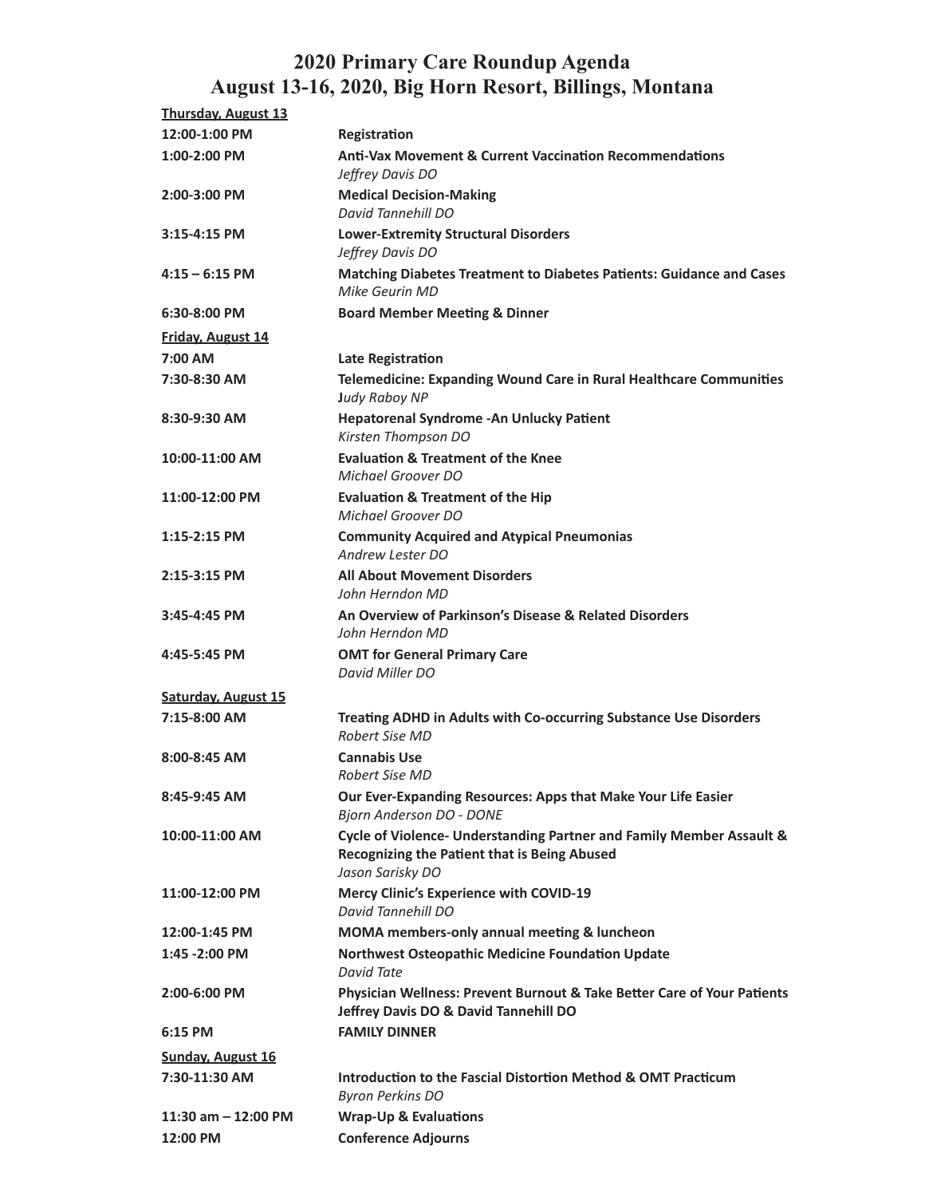# 2020 Primary Care Roundup Agenda
# August 13-16, 2020, Big Horn Resort, Billings, Montana

**Thursday, August 13**

| | |
|---|---|
| **12:00-1:00 PM** | **Registration** |
| **1:00-2:00 PM** | **Anti-Vax Movement & Current Vaccination Recommendations**<br>*Jeffrey Davis DO* |
| **2:00-3:00 PM** | **Medical Decision-Making**<br>*David Tannehill DO* |
| **3:15-4:15 PM** | **Lower-Extremity Structural Disorders**<br>*Jeffrey Davis DO* |
| **4:15 – 6:15 PM** | **Matching Diabetes Treatment to Diabetes Patients: Guidance and Cases**<br>*Mike Geurin MD* |
| **6:30-8:00 PM** | **Board Member Meeting & Dinner** |

**Friday, August 14**

| | |
|---|---|
| **7:00 AM** | **Late Registration** |
| **7:30-8:30 AM** | **Telemedicine: Expanding Wound Care in Rural Healthcare Communities**<br>*Judy Raboy NP* |
| **8:30-9:30 AM** | **Hepatorenal Syndrome -An Unlucky Patient**<br>*Kirsten Thompson DO* |
| **10:00-11:00 AM** | **Evaluation & Treatment of the Knee**<br>*Michael Groover DO* |
| **11:00-12:00 PM** | **Evaluation & Treatment of the Hip**<br>*Michael Groover DO* |
| **1:15-2:15 PM** | **Community Acquired and Atypical Pneumonias**<br>*Andrew Lester DO* |
| **2:15-3:15 PM** | **All About Movement Disorders**<br>*John Herndon MD* |
| **3:45-4:45 PM** | **An Overview of Parkinson's Disease & Related Disorders**<br>*John Herndon MD* |
| **4:45-5:45 PM** | **OMT for General Primary Care**<br>*David Miller DO* |

**Saturday, August 15**

| | |
|---|---|
| **7:15-8:00 AM** | **Treating ADHD in Adults with Co-occurring Substance Use Disorders**<br>*Robert Sise MD* |
| **8:00-8:45 AM** | **Cannabis Use**<br>*Robert Sise MD* |
| **8:45-9:45 AM** | **Our Ever-Expanding Resources: Apps that Make Your Life Easier**<br>*Bjorn Anderson DO - DONE* |
| **10:00-11:00 AM** | **Cycle of Violence- Understanding Partner and Family Member Assault & Recognizing the Patient that is Being Abused**<br>*Jason Sarisky DO* |
| **11:00-12:00 PM** | **Mercy Clinic's Experience with COVID-19**<br>*David Tannehill DO* |
| **12:00-1:45 PM** | **MOMA members-only annual meeting & luncheon** |
| **1:45 -2:00 PM** | **Northwest Osteopathic Medicine Foundation Update**<br>*David Tate* |
| **2:00-6:00 PM** | **Physician Wellness: Prevent Burnout & Take Better Care of Your Patients**<br>**Jeffrey Davis DO & David Tannehill DO** |
| **6:15 PM** | **FAMILY DINNER** |

**Sunday, August 16**

| | |
|---|---|
| **7:30-11:30 AM** | **Introduction to the Fascial Distortion Method & OMT Practicum**<br>*Byron Perkins DO* |
| **11:30 am – 12:00 PM** | **Wrap-Up & Evaluations** |
| **12:00 PM** | **Conference Adjourns** |